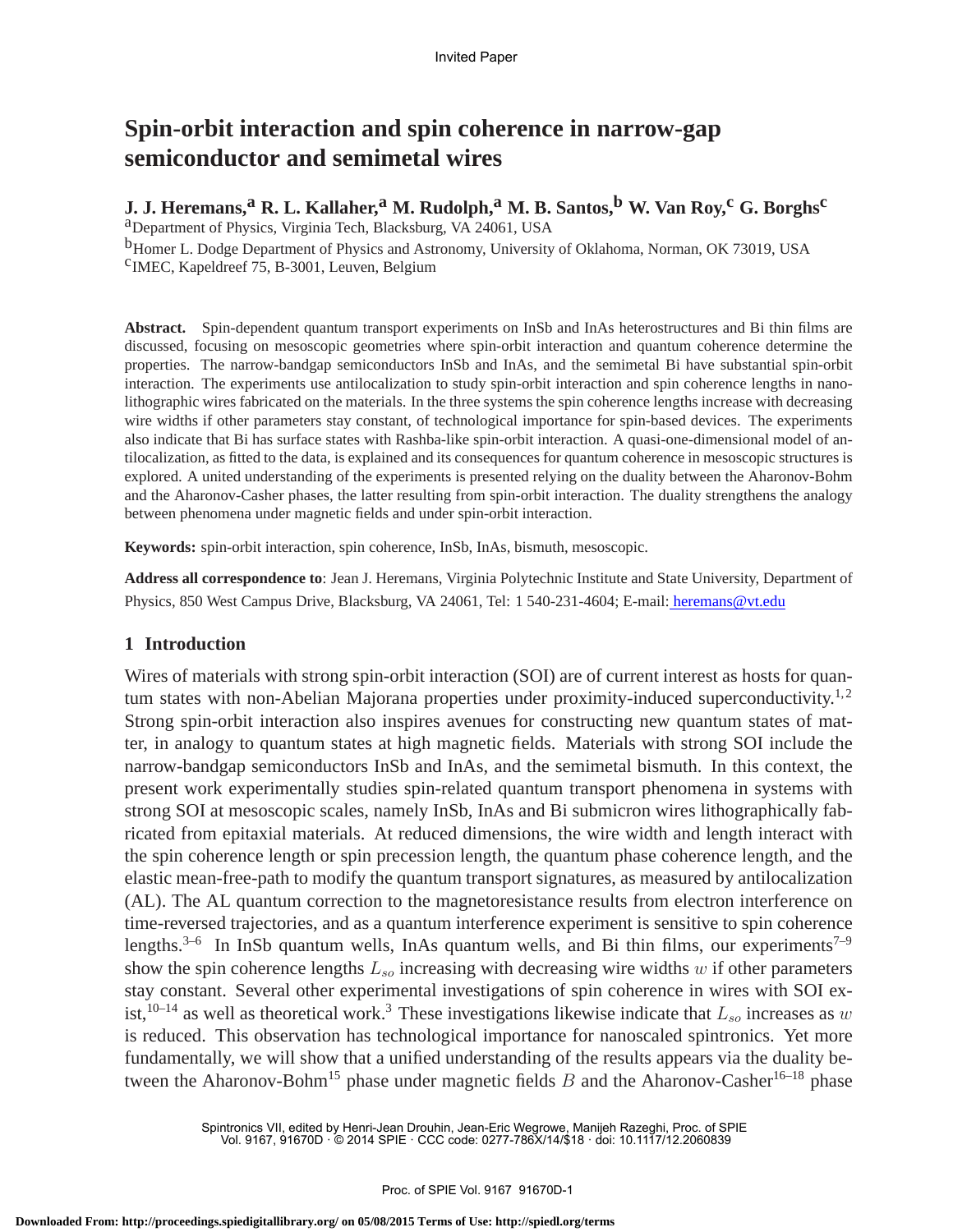Invited Paper

# Spin-orbit interaction and spin coherence in narrow-gap semiconductor and semimetal wires

**J. J. Heremans,[a] R. L. Kallaher,[a] M. Rudolph,[a] M. B. Santos,[b] W. Van Roy,[c] G. Borghs[c]**

[a]Department of Physics, Virginia Tech, Blacksburg, VA 24061, USA

[b]Homer L. Dodge Department of Physics and Astronomy, University of Oklahoma, Norman, OK 73019, USA

[c]IMEC, Kapeldreef 75, B-3001, Leuven, Belgium

**Abstract.** Spin-dependent quantum transport experiments on InSb and InAs heterostructures and Bi thin films are discussed, focusing on mesoscopic geometries where spin-orbit interaction and quantum coherence determine the properties. The narrow-bandgap semiconductors InSb and InAs, and the semimetal Bi have substantial spin-orbit interaction. The experiments use antilocalization to study spin-orbit interaction and spin coherence lengths in nanolithographic wires fabricated on the materials. In the three systems the spin coherence lengths increase with decreasing wire widths if other parameters stay constant, of technological importance for spin-based devices. The experiments also indicate that Bi has surface states with Rashba-like spin-orbit interaction. A quasi-one-dimensional model of antilocalization, as fitted to the data, is explained and its consequences for quantum coherence in mesoscopic structures is explored. A united understanding of the experiments is presented relying on the duality between the Aharonov-Bohm and the Aharonov-Casher phases, the latter resulting from spin-orbit interaction. The duality strengthens the analogy between phenomena under magnetic fields and under spin-orbit interaction.

**Keywords:** spin-orbit interaction, spin coherence, InSb, InAs, bismuth, mesoscopic.

**Address all correspondence to**: Jean J. Heremans, Virginia Polytechnic Institute and State University, Department of Physics, 850 West Campus Drive, Blacksburg, VA 24061, Tel: 1 540-231-4604; E-mail: heremans@vt.edu

## 1 Introduction

Wires of materials with strong spin-orbit interaction (SOI) are of current interest as hosts for quantum states with non-Abelian Majorana properties under proximity-induced superconductivity.[1,2] Strong spin-orbit interaction also inspires avenues for constructing new quantum states of matter, in analogy to quantum states at high magnetic fields. Materials with strong SOI include the narrow-bandgap semiconductors InSb and InAs, and the semimetal bismuth. In this context, the present work experimentally studies spin-related quantum transport phenomena in systems with strong SOI at mesoscopic scales, namely InSb, InAs and Bi submicron wires lithographically fabricated from epitaxial materials. At reduced dimensions, the wire width and length interact with the spin coherence length or spin precession length, the quantum phase coherence length, and the elastic mean-free-path to modify the quantum transport signatures, as measured by antilocalization (AL). The AL quantum correction to the magnetoresistance results from electron interference on time-reversed trajectories, and as a quantum interference experiment is sensitive to spin coherence lengths.[3–6] In InSb quantum wells, InAs quantum wells, and Bi thin films, our experiments[7–9] show the spin coherence lengths $L_{so}$ increasing with decreasing wire widths $w$ if other parameters stay constant. Several other experimental investigations of spin coherence in wires with SOI exist,[10–14] as well as theoretical work.[3] These investigations likewise indicate that $L_{so}$ increases as $w$ is reduced. This observation has technological importance for nanoscaled spintronics. Yet more fundamentally, we will show that a unified understanding of the results appears via the duality between the Aharonov-Bohm[15] phase under magnetic fields $B$ and the Aharonov-Casher[16–18] phase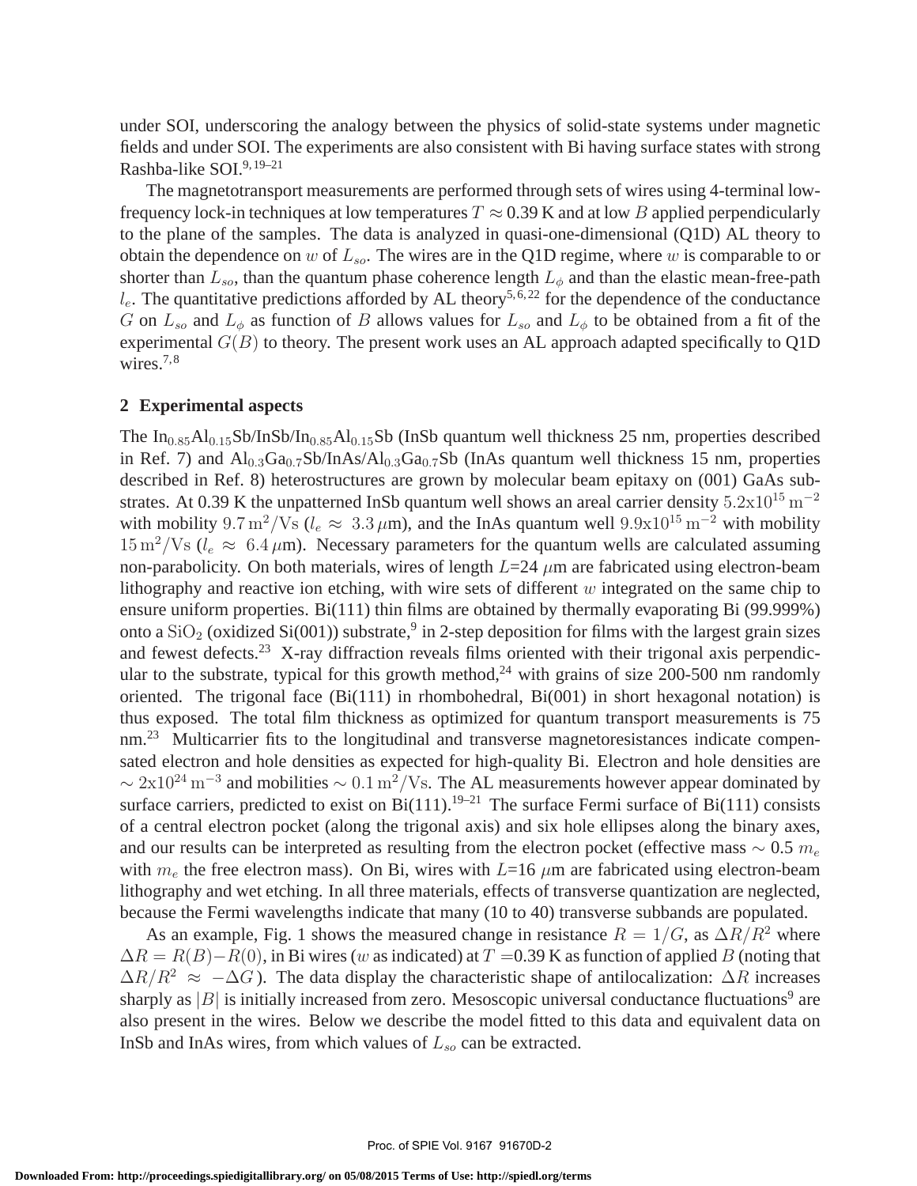under SOI, underscoring the analogy between the physics of solid-state systems under magnetic fields and under SOI. The experiments are also consistent with Bi having surface states with strong Rashba-like SOI.[9,19–21]

The magnetotransport measurements are performed through sets of wires using 4-terminal low-frequency lock-in techniques at low temperatures $T \approx 0.39$ K and at low $B$ applied perpendicularly to the plane of the samples. The data is analyzed in quasi-one-dimensional (Q1D) AL theory to obtain the dependence on $w$ of $L_{so}$. The wires are in the Q1D regime, where $w$ is comparable to or shorter than $L_{so}$, than the quantum phase coherence length $L_\phi$ and than the elastic mean-free-path $l_e$. The quantitative predictions afforded by AL theory[5,6,22] for the dependence of the conductance $G$ on $L_{so}$ and $L_\phi$ as function of $B$ allows values for $L_{so}$ and $L_\phi$ to be obtained from a fit of the experimental $G(B)$ to theory. The present work uses an AL approach adapted specifically to Q1D wires.[7,8]

## 2 Experimental aspects

The $In_{0.85}Al_{0.15}Sb/InSb/In_{0.85}Al_{0.15}Sb$ (InSb quantum well thickness 25 nm, properties described in Ref. 7) and $Al_{0.3}Ga_{0.7}Sb/InAs/Al_{0.3}Ga_{0.7}Sb$ (InAs quantum well thickness 15 nm, properties described in Ref. 8) heterostructures are grown by molecular beam epitaxy on (001) GaAs substrates. At 0.39 K the unpatterned InSb quantum well shows an areal carrier density $5.2\text{x}10^{15}\,\text{m}^{-2}$ with mobility $9.7\,\text{m}^2/\text{Vs}$ ($l_e \approx 3.3\,\mu$m), and the InAs quantum well $9.9\text{x}10^{15}\,\text{m}^{-2}$ with mobility $15\,\text{m}^2/\text{Vs}$ ($l_e \approx 6.4\,\mu$m). Necessary parameters for the quantum wells are calculated assuming non-parabolicity. On both materials, wires of length $L$=24 $\mu$m are fabricated using electron-beam lithography and reactive ion etching, with wire sets of different $w$ integrated on the same chip to ensure uniform properties. Bi(111) thin films are obtained by thermally evaporating Bi (99.999%) onto a $\text{SiO}_2$ (oxidized Si(001)) substrate,[9] in 2-step deposition for films with the largest grain sizes and fewest defects.[23] X-ray diffraction reveals films oriented with their trigonal axis perpendicular to the substrate, typical for this growth method,[24] with grains of size 200-500 nm randomly oriented. The trigonal face (Bi(111) in rhombohedral, Bi(001) in short hexagonal notation) is thus exposed. The total film thickness as optimized for quantum transport measurements is 75 nm.[23] Multicarrier fits to the longitudinal and transverse magnetoresistances indicate compensated electron and hole densities as expected for high-quality Bi. Electron and hole densities are $\sim 2\text{x}10^{24}\,\text{m}^{-3}$ and mobilities $\sim 0.1\,\text{m}^2/\text{Vs}$. The AL measurements however appear dominated by surface carriers, predicted to exist on Bi(111).[19–21] The surface Fermi surface of Bi(111) consists of a central electron pocket (along the trigonal axis) and six hole ellipses along the binary axes, and our results can be interpreted as resulting from the electron pocket (effective mass $\sim 0.5\ m_e$ with $m_e$ the free electron mass). On Bi, wires with $L$=16 $\mu$m are fabricated using electron-beam lithography and wet etching. In all three materials, effects of transverse quantization are neglected, because the Fermi wavelengths indicate that many (10 to 40) transverse subbands are populated.

As an example, Fig. 1 shows the measured change in resistance $R = 1/G$, as $\Delta R/R^2$ where $\Delta R = R(B) - R(0)$, in Bi wires ($w$ as indicated) at $T$ =0.39 K as function of applied $B$ (noting that $\Delta R/R^2 \approx -\Delta G$). The data display the characteristic shape of antilocalization: $\Delta R$ increases sharply as $|B|$ is initially increased from zero. Mesoscopic universal conductance fluctuations[9] are also present in the wires. Below we describe the model fitted to this data and equivalent data on InSb and InAs wires, from which values of $L_{so}$ can be extracted.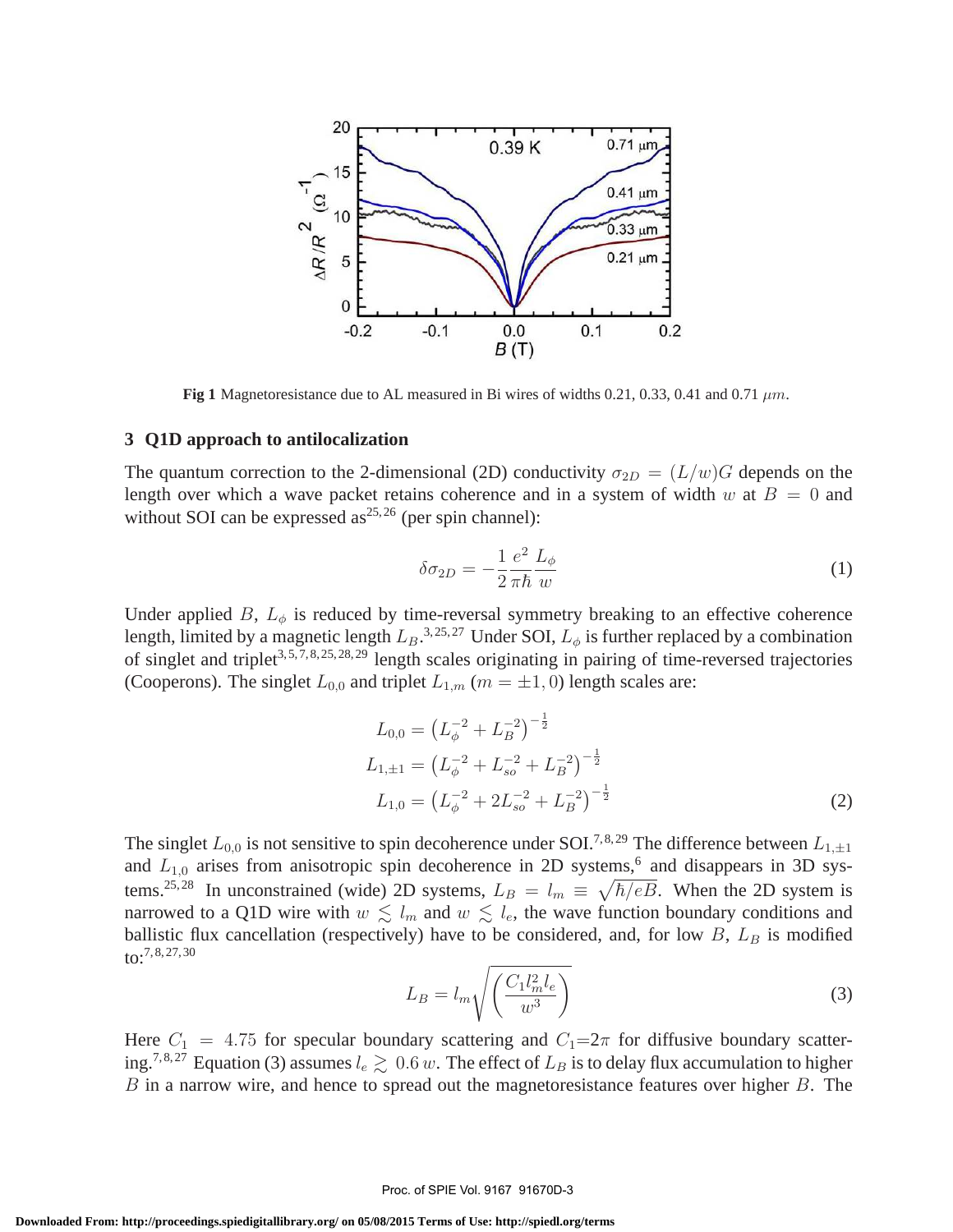Fig 1 Magnetoresistance due to AL measured in Bi wires of widths 0.21, 0.33, 0.41 and 0.71 $\mu m$.

## 3 Q1D approach to antilocalization

The quantum correction to the 2-dimensional (2D) conductivity $\sigma_{2D} = (L/w)G$ depends on the length over which a wave packet retains coherence and in a system of width $w$ at $B = 0$ and without SOI can be expressed as[25,26] (per spin channel):

$$\delta\sigma_{2D} = -\frac{1}{2}\frac{e^2}{\pi\hbar}\frac{L_\phi}{w} \tag{1}$$

Under applied $B$, $L_\phi$ is reduced by time-reversal symmetry breaking to an effective coherence length, limited by a magnetic length $L_B$.[3,25,27] Under SOI, $L_\phi$ is further replaced by a combination of singlet and triplet[3,5,7,8,25,28,29] length scales originating in pairing of time-reversed trajectories (Cooperons). The singlet $L_{0,0}$ and triplet $L_{1,m}$ ($m = \pm 1, 0$) length scales are:

$$\begin{aligned} L_{0,0} &= \left(L_\phi^{-2} + L_B^{-2}\right)^{-\frac{1}{2}} \\ L_{1,\pm 1} &= \left(L_\phi^{-2} + L_{so}^{-2} + L_B^{-2}\right)^{-\frac{1}{2}} \\ L_{1,0} &= \left(L_\phi^{-2} + 2L_{so}^{-2} + L_B^{-2}\right)^{-\frac{1}{2}} \end{aligned} \tag{2}$$

The singlet $L_{0,0}$ is not sensitive to spin decoherence under SOI.[7,8,29] The difference between $L_{1,\pm 1}$ and $L_{1,0}$ arises from anisotropic spin decoherence in 2D systems,[6] and disappears in 3D systems.[25,28] In unconstrained (wide) 2D systems, $L_B = l_m \equiv \sqrt{\hbar/eB}$. When the 2D system is narrowed to a Q1D wire with $w \lesssim l_m$ and $w \lesssim l_e$, the wave function boundary conditions and ballistic flux cancellation (respectively) have to be considered, and, for low $B$, $L_B$ is modified to:[7,8,27,30]

$$L_B = l_m\sqrt{\left(\frac{C_1 l_m^2 l_e}{w^3}\right)} \tag{3}$$

Here $C_1 = 4.75$ for specular boundary scattering and $C_1 = 2\pi$ for diffusive boundary scattering.[7,8,27] Equation (3) assumes $l_e \gtrsim 0.6\, w$. The effect of $L_B$ is to delay flux accumulation to higher $B$ in a narrow wire, and hence to spread out the magnetoresistance features over higher $B$. The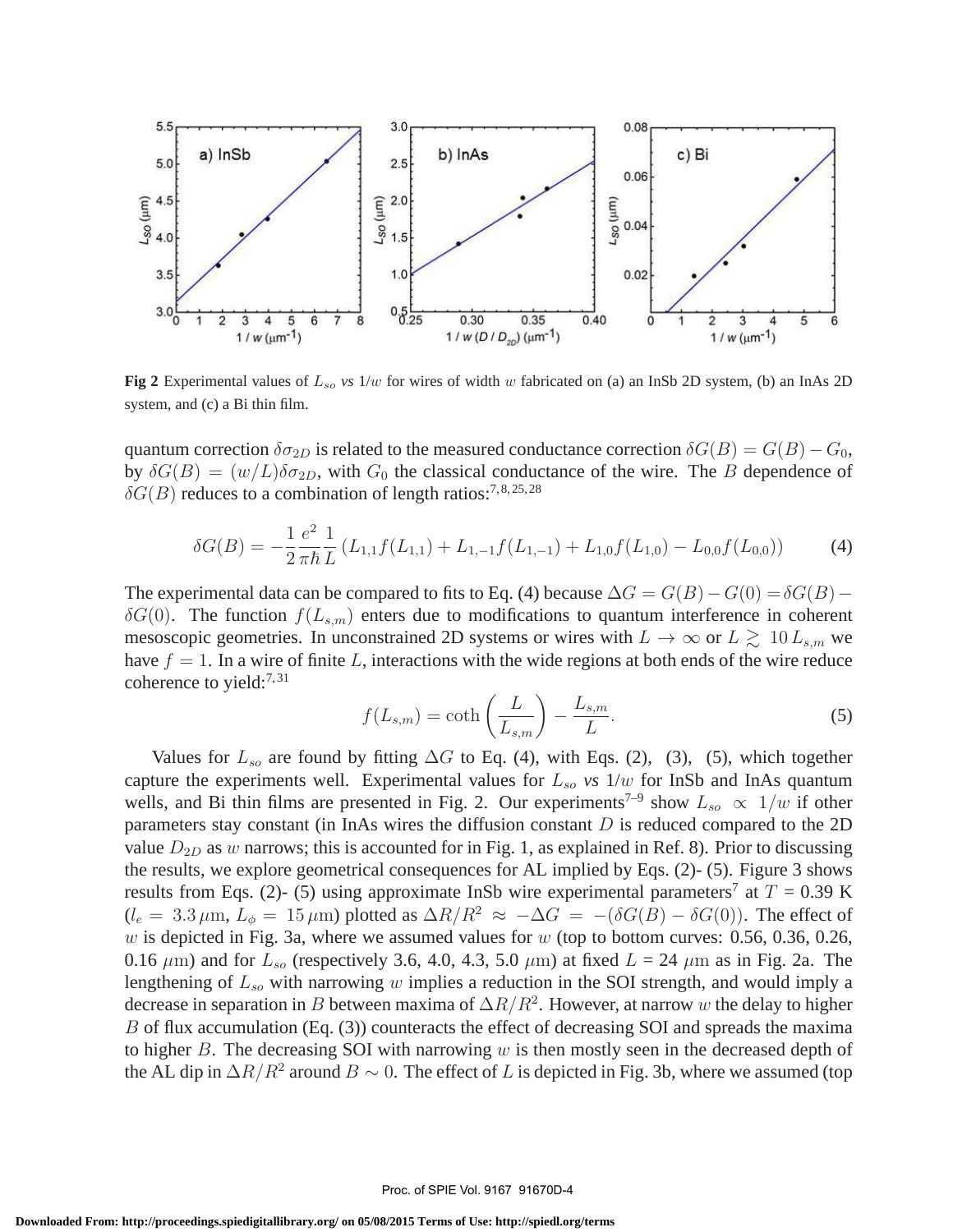**Fig 2** Experimental values of $L_{so}$ *vs* $1/w$ for wires of width $w$ fabricated on (a) an InSb 2D system, (b) an InAs 2D system, and (c) a Bi thin film.

quantum correction $\delta\sigma_{2D}$ is related to the measured conductance correction $\delta G(B) = G(B) - G_0$, by $\delta G(B) = (w/L)\delta\sigma_{2D}$, with $G_0$ the classical conductance of the wire. The $B$ dependence of $\delta G(B)$ reduces to a combination of length ratios:[7,8,25,28]

$$\delta G(B) = -\frac{1}{2}\frac{e^2}{\pi\hbar}\frac{1}{L}\left(L_{1,1}f(L_{1,1}) + L_{1,-1}f(L_{1,-1}) + L_{1,0}f(L_{1,0}) - L_{0,0}f(L_{0,0})\right) \tag{4}$$

The experimental data can be compared to fits to Eq. (4) because $\Delta G = G(B) - G(0) = \delta G(B) - \delta G(0)$. The function $f(L_{s,m})$ enters due to modifications to quantum interference in coherent mesoscopic geometries. In unconstrained 2D systems or wires with $L \to \infty$ or $L \gtrsim 10\,L_{s,m}$ we have $f = 1$. In a wire of finite $L$, interactions with the wide regions at both ends of the wire reduce coherence to yield:[7,31]

$$f(L_{s,m}) = \coth\left(\frac{L}{L_{s,m}}\right) - \frac{L_{s,m}}{L}. \tag{5}$$

Values for $L_{so}$ are found by fitting $\Delta G$ to Eq. (4), with Eqs. (2), (3), (5), which together capture the experiments well. Experimental values for $L_{so}$ *vs* $1/w$ for InSb and InAs quantum wells, and Bi thin films are presented in Fig. 2. Our experiments[7–9] show $L_{so} \propto 1/w$ if other parameters stay constant (in InAs wires the diffusion constant $D$ is reduced compared to the 2D value $D_{2D}$ as $w$ narrows; this is accounted for in Fig. 1, as explained in Ref. 8). Prior to discussing the results, we explore geometrical consequences for AL implied by Eqs. (2)- (5). Figure 3 shows results from Eqs. (2)- (5) using approximate InSb wire experimental parameters[7] at $T$ = 0.39 K ($l_e = 3.3\,\mu\text{m}$, $L_\phi = 15\,\mu\text{m}$) plotted as $\Delta R/R^2 \approx -\Delta G = -(\delta G(B) - \delta G(0))$. The effect of $w$ is depicted in Fig. 3a, where we assumed values for $w$ (top to bottom curves: 0.56, 0.36, 0.26, 0.16 $\mu$m) and for $L_{so}$ (respectively 3.6, 4.0, 4.3, 5.0 $\mu$m) at fixed $L$ = 24 $\mu$m as in Fig. 2a. The lengthening of $L_{so}$ with narrowing $w$ implies a reduction in the SOI strength, and would imply a decrease in separation in $B$ between maxima of $\Delta R/R^2$. However, at narrow $w$ the delay to higher $B$ of flux accumulation (Eq. (3)) counteracts the effect of decreasing SOI and spreads the maxima to higher $B$. The decreasing SOI with narrowing $w$ is then mostly seen in the decreased depth of the AL dip in $\Delta R/R^2$ around $B \sim 0$. The effect of $L$ is depicted in Fig. 3b, where we assumed (top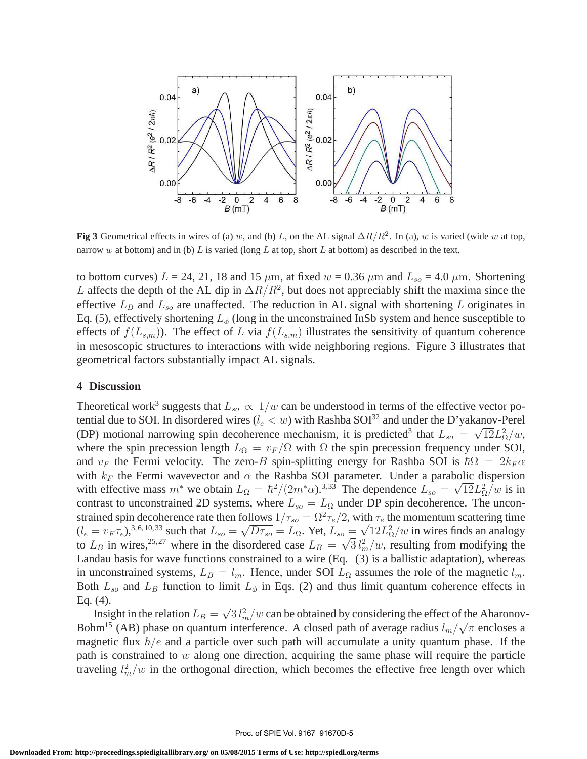**Fig 3** Geometrical effects in wires of (a) $w$, and (b) $L$, on the AL signal $\Delta R/R^2$. In (a), $w$ is varied (wide $w$ at top, narrow $w$ at bottom) and in (b) $L$ is varied (long $L$ at top, short $L$ at bottom) as described in the text.

to bottom curves) $L$ = 24, 21, 18 and 15 $\mu$m, at fixed $w$ = 0.36 $\mu$m and $L_{so}$ = 4.0 $\mu$m. Shortening $L$ affects the depth of the AL dip in $\Delta R/R^2$, but does not appreciably shift the maxima since the effective $L_B$ and $L_{so}$ are unaffected. The reduction in AL signal with shortening $L$ originates in Eq. (5), effectively shortening $L_\phi$ (long in the unconstrained InSb system and hence susceptible to effects of $f(L_{s,m})$). The effect of $L$ via $f(L_{s,m})$ illustrates the sensitivity of quantum coherence in mesoscopic structures to interactions with wide neighboring regions. Figure 3 illustrates that geometrical factors substantially impact AL signals.

## 4 Discussion

Theoretical work[3] suggests that $L_{so} \propto 1/w$ can be understood in terms of the effective vector potential due to SOI. In disordered wires ($l_e < w$) with Rashba SOI[32] and under the D'yakanov-Perel (DP) motional narrowing spin decoherence mechanism, it is predicted[3] that $L_{so} = \sqrt{12}L_\Omega^2/w$, where the spin precession length $L_\Omega = v_F/\Omega$ with $\Omega$ the spin precession frequency under SOI, and $v_F$ the Fermi velocity. The zero-$B$ spin-splitting energy for Rashba SOI is $\hbar\Omega = 2k_F\alpha$ with $k_F$ the Fermi wavevector and $\alpha$ the Rashba SOI parameter. Under a parabolic dispersion with effective mass $m^*$ we obtain $L_\Omega = \hbar^2/(2m^*\alpha)$.[3,33] The dependence $L_{so} = \sqrt{12}L_\Omega^2/w$ is in contrast to unconstrained 2D systems, where $L_{so} = L_\Omega$ under DP spin decoherence. The unconstrained spin decoherence rate then follows $1/\tau_{so} = \Omega^2\tau_e/2$, with $\tau_e$ the momentum scattering time ($l_e = v_F\tau_e$),[3,6,10,33] such that $L_{so} = \sqrt{D\tau_{so}} = L_\Omega$. Yet, $L_{so} = \sqrt{12}L_\Omega^2/w$ in wires finds an analogy to $L_B$ in wires,[25,27] where in the disordered case $L_B = \sqrt{3}\,l_m^2/w$, resulting from modifying the Landau basis for wave functions constrained to a wire (Eq. (3) is a ballistic adaptation), whereas in unconstrained systems, $L_B = l_m$. Hence, under SOI $L_\Omega$ assumes the role of the magnetic $l_m$. Both $L_{so}$ and $L_B$ function to limit $L_\phi$ in Eqs. (2) and thus limit quantum coherence effects in Eq. (4).

Insight in the relation $L_B = \sqrt{3}\,l_m^2/w$ can be obtained by considering the effect of the Aharonov-Bohm[15] (AB) phase on quantum interference. A closed path of average radius $l_m/\sqrt{\pi}$ encloses a magnetic flux $\hbar/e$ and a particle over such path will accumulate a unity quantum phase. If the path is constrained to $w$ along one direction, acquiring the same phase will require the particle traveling $l_m^2/w$ in the orthogonal direction, which becomes the effective free length over which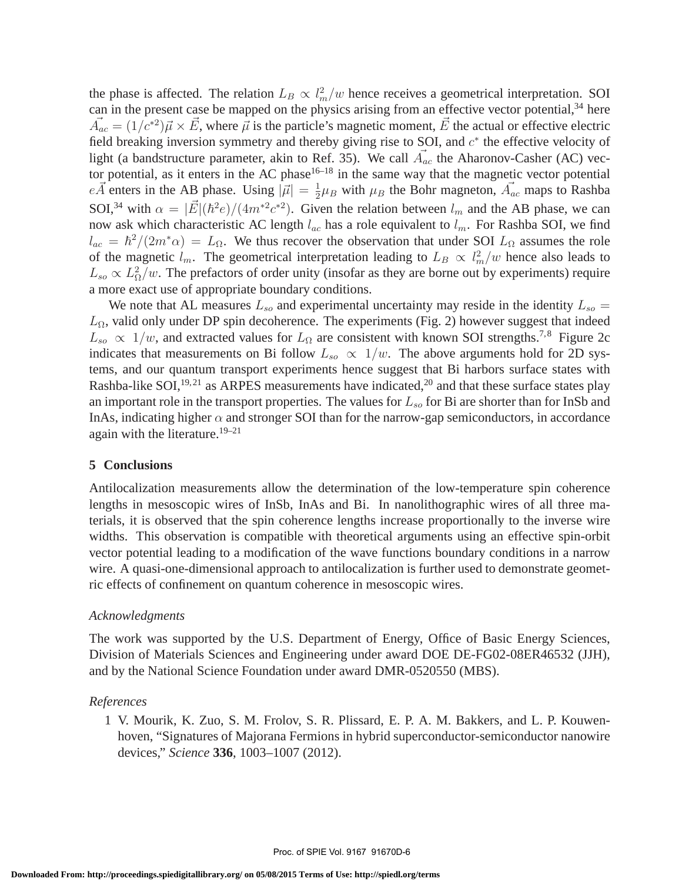the phase is affected. The relation $L_B \propto l_m^2/w$ hence receives a geometrical interpretation. SOI can in the present case be mapped on the physics arising from an effective vector potential,[34] here $\vec{A_{ac}} = (1/c^{*2})\vec{\mu} \times \vec{E}$, where $\vec{\mu}$ is the particle's magnetic moment, $\vec{E}$ the actual or effective electric field breaking inversion symmetry and thereby giving rise to SOI, and $c^*$ the effective velocity of light (a bandstructure parameter, akin to Ref. 35). We call $\vec{A_{ac}}$ the Aharonov-Casher (AC) vector potential, as it enters in the AC phase[16–18] in the same way that the magnetic vector potential $e\vec{A}$ enters in the AB phase. Using $|\vec{\mu}| = \frac{1}{2}\mu_B$ with $\mu_B$ the Bohr magneton, $\vec{A_{ac}}$ maps to Rashba SOI,[34] with $\alpha = |\vec{E}|(\hbar^2 e)/(4m^{*2}c^{*2})$. Given the relation between $l_m$ and the AB phase, we can now ask which characteristic AC length $l_{ac}$ has a role equivalent to $l_m$. For Rashba SOI, we find $l_{ac} = \hbar^2/(2m^*\alpha) = L_\Omega$. We thus recover the observation that under SOI $L_\Omega$ assumes the role of the magnetic $l_m$. The geometrical interpretation leading to $L_B \propto l_m^2/w$ hence also leads to $L_{so} \propto L_\Omega^2/w$. The prefactors of order unity (insofar as they are borne out by experiments) require a more exact use of appropriate boundary conditions.

We note that AL measures $L_{so}$ and experimental uncertainty may reside in the identity $L_{so} = L_\Omega$, valid only under DP spin decoherence. The experiments (Fig. 2) however suggest that indeed $L_{so} \propto 1/w$, and extracted values for $L_\Omega$ are consistent with known SOI strengths.[7,8] Figure 2c indicates that measurements on Bi follow $L_{so} \propto 1/w$. The above arguments hold for 2D systems, and our quantum transport experiments hence suggest that Bi harbors surface states with Rashba-like SOI,[19,21] as ARPES measurements have indicated,[20] and that these surface states play an important role in the transport properties. The values for $L_{so}$ for Bi are shorter than for InSb and InAs, indicating higher $\alpha$ and stronger SOI than for the narrow-gap semiconductors, in accordance again with the literature.[19–21]

## 5 Conclusions

Antilocalization measurements allow the determination of the low-temperature spin coherence lengths in mesoscopic wires of InSb, InAs and Bi. In nanolithographic wires of all three materials, it is observed that the spin coherence lengths increase proportionally to the inverse wire widths. This observation is compatible with theoretical arguments using an effective spin-orbit vector potential leading to a modification of the wave functions boundary conditions in a narrow wire. A quasi-one-dimensional approach to antilocalization is further used to demonstrate geometric effects of confinement on quantum coherence in mesoscopic wires.

### *Acknowledgments*

The work was supported by the U.S. Department of Energy, Office of Basic Energy Sciences, Division of Materials Sciences and Engineering under award DOE DE-FG02-08ER46532 (JJH), and by the National Science Foundation under award DMR-0520550 (MBS).

### *References*

1 V. Mourik, K. Zuo, S. M. Frolov, S. R. Plissard, E. P. A. M. Bakkers, and L. P. Kouwenhoven, "Signatures of Majorana Fermions in hybrid superconductor-semiconductor nanowire devices," *Science* **336**, 1003–1007 (2012).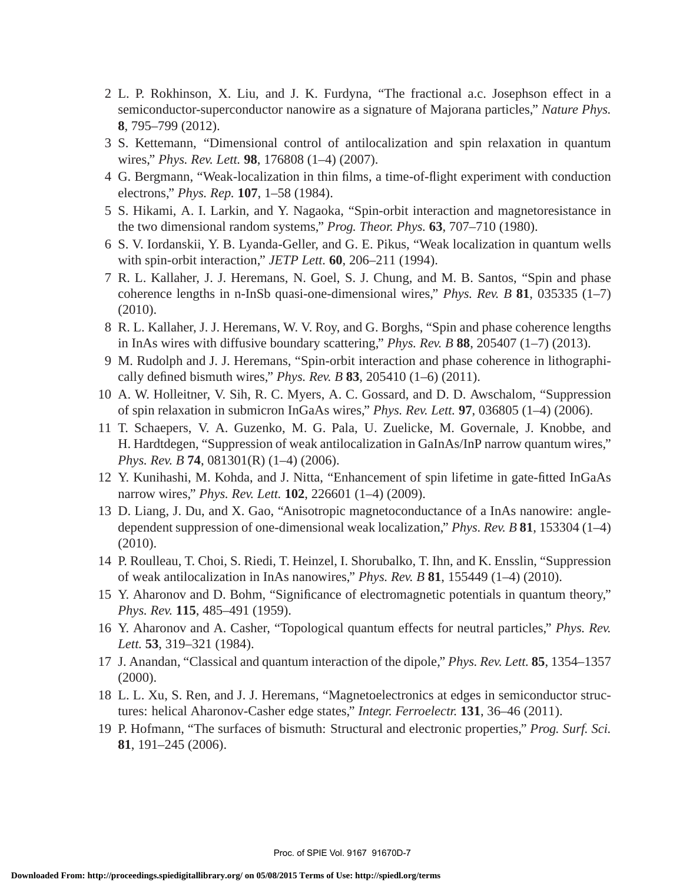2 L. P. Rokhinson, X. Liu, and J. K. Furdyna, "The fractional a.c. Josephson effect in a semiconductor-superconductor nanowire as a signature of Majorana particles," *Nature Phys.* **8**, 795–799 (2012).

3 S. Kettemann, "Dimensional control of antilocalization and spin relaxation in quantum wires," *Phys. Rev. Lett.* **98**, 176808 (1–4) (2007).

4 G. Bergmann, "Weak-localization in thin films, a time-of-flight experiment with conduction electrons," *Phys. Rep.* **107**, 1–58 (1984).

5 S. Hikami, A. I. Larkin, and Y. Nagaoka, "Spin-orbit interaction and magnetoresistance in the two dimensional random systems," *Prog. Theor. Phys.* **63**, 707–710 (1980).

6 S. V. Iordanskii, Y. B. Lyanda-Geller, and G. E. Pikus, "Weak localization in quantum wells with spin-orbit interaction," *JETP Lett.* **60**, 206–211 (1994).

7 R. L. Kallaher, J. J. Heremans, N. Goel, S. J. Chung, and M. B. Santos, "Spin and phase coherence lengths in n-InSb quasi-one-dimensional wires," *Phys. Rev. B* **81**, 035335 (1–7) (2010).

8 R. L. Kallaher, J. J. Heremans, W. V. Roy, and G. Borghs, "Spin and phase coherence lengths in InAs wires with diffusive boundary scattering," *Phys. Rev. B* **88**, 205407 (1–7) (2013).

9 M. Rudolph and J. J. Heremans, "Spin-orbit interaction and phase coherence in lithographically defined bismuth wires," *Phys. Rev. B* **83**, 205410 (1–6) (2011).

10 A. W. Holleitner, V. Sih, R. C. Myers, A. C. Gossard, and D. D. Awschalom, "Suppression of spin relaxation in submicron InGaAs wires," *Phys. Rev. Lett.* **97**, 036805 (1–4) (2006).

11 T. Schaepers, V. A. Guzenko, M. G. Pala, U. Zuelicke, M. Governale, J. Knobbe, and H. Hardtdegen, "Suppression of weak antilocalization in GaInAs/InP narrow quantum wires," *Phys. Rev. B* **74**, 081301(R) (1–4) (2006).

12 Y. Kunihashi, M. Kohda, and J. Nitta, "Enhancement of spin lifetime in gate-fitted InGaAs narrow wires," *Phys. Rev. Lett.* **102**, 226601 (1–4) (2009).

13 D. Liang, J. Du, and X. Gao, "Anisotropic magnetoconductance of a InAs nanowire: angle-dependent suppression of one-dimensional weak localization," *Phys. Rev. B* **81**, 153304 (1–4) (2010).

14 P. Roulleau, T. Choi, S. Riedi, T. Heinzel, I. Shorubalko, T. Ihn, and K. Ensslin, "Suppression of weak antilocalization in InAs nanowires," *Phys. Rev. B* **81**, 155449 (1–4) (2010).

15 Y. Aharonov and D. Bohm, "Significance of electromagnetic potentials in quantum theory," *Phys. Rev.* **115**, 485–491 (1959).

16 Y. Aharonov and A. Casher, "Topological quantum effects for neutral particles," *Phys. Rev. Lett.* **53**, 319–321 (1984).

17 J. Anandan, "Classical and quantum interaction of the dipole," *Phys. Rev. Lett.* **85**, 1354–1357 (2000).

18 L. L. Xu, S. Ren, and J. J. Heremans, "Magnetoelectronics at edges in semiconductor structures: helical Aharonov-Casher edge states," *Integr. Ferroelectr.* **131**, 36–46 (2011).

19 P. Hofmann, "The surfaces of bismuth: Structural and electronic properties," *Prog. Surf. Sci.* **81**, 191–245 (2006).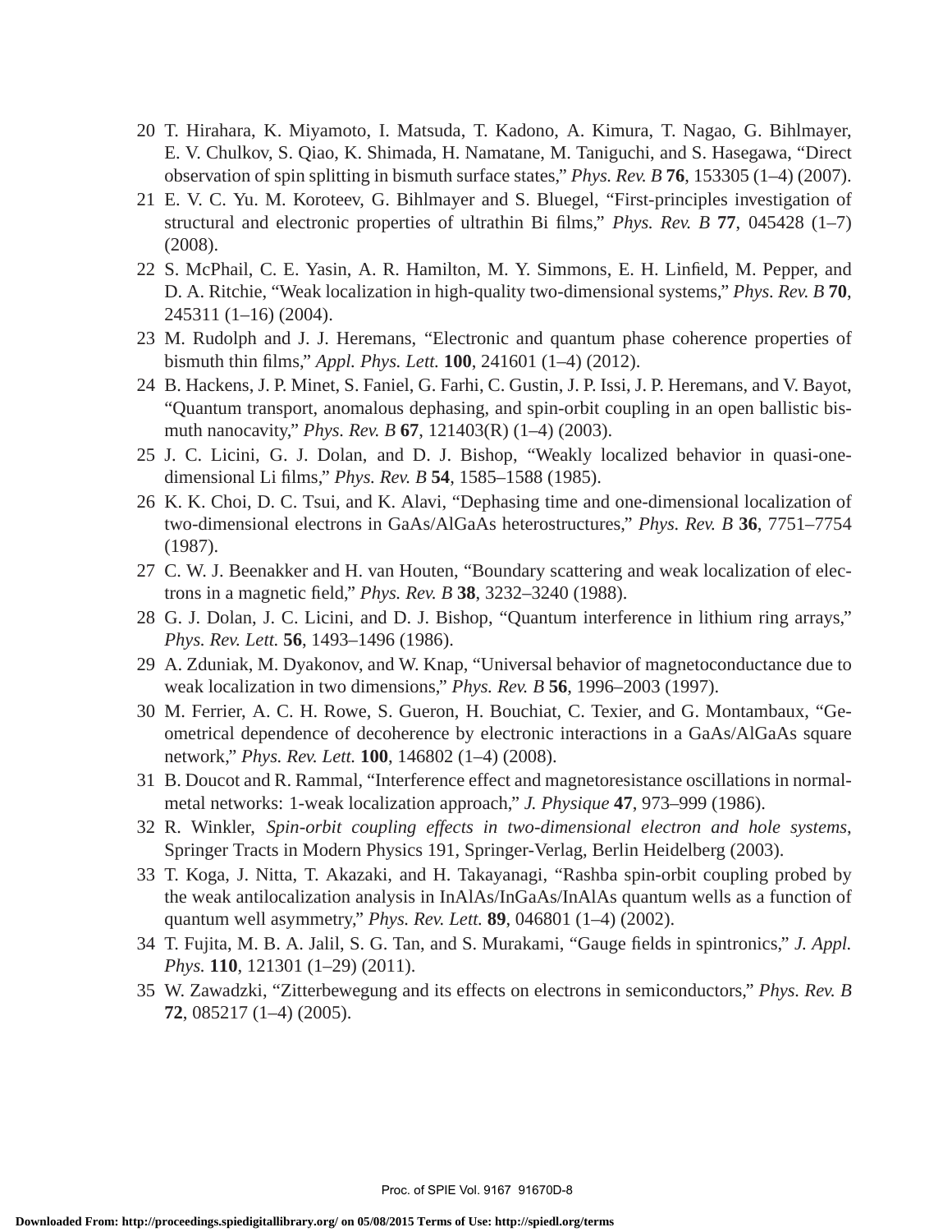20 T. Hirahara, K. Miyamoto, I. Matsuda, T. Kadono, A. Kimura, T. Nagao, G. Bihlmayer, E. V. Chulkov, S. Qiao, K. Shimada, H. Namatane, M. Taniguchi, and S. Hasegawa, "Direct observation of spin splitting in bismuth surface states," *Phys. Rev. B* **76**, 153305 (1–4) (2007).

21 E. V. C. Yu. M. Koroteev, G. Bihlmayer and S. Bluegel, "First-principles investigation of structural and electronic properties of ultrathin Bi films," *Phys. Rev. B* **77**, 045428 (1–7) (2008).

22 S. McPhail, C. E. Yasin, A. R. Hamilton, M. Y. Simmons, E. H. Linfield, M. Pepper, and D. A. Ritchie, "Weak localization in high-quality two-dimensional systems," *Phys. Rev. B* **70**, 245311 (1–16) (2004).

23 M. Rudolph and J. J. Heremans, "Electronic and quantum phase coherence properties of bismuth thin films," *Appl. Phys. Lett.* **100**, 241601 (1–4) (2012).

24 B. Hackens, J. P. Minet, S. Faniel, G. Farhi, C. Gustin, J. P. Issi, J. P. Heremans, and V. Bayot, "Quantum transport, anomalous dephasing, and spin-orbit coupling in an open ballistic bismuth nanocavity," *Phys. Rev. B* **67**, 121403(R) (1–4) (2003).

25 J. C. Licini, G. J. Dolan, and D. J. Bishop, "Weakly localized behavior in quasi-one-dimensional Li films," *Phys. Rev. B* **54**, 1585–1588 (1985).

26 K. K. Choi, D. C. Tsui, and K. Alavi, "Dephasing time and one-dimensional localization of two-dimensional electrons in GaAs/AlGaAs heterostructures," *Phys. Rev. B* **36**, 7751–7754 (1987).

27 C. W. J. Beenakker and H. van Houten, "Boundary scattering and weak localization of electrons in a magnetic field," *Phys. Rev. B* **38**, 3232–3240 (1988).

28 G. J. Dolan, J. C. Licini, and D. J. Bishop, "Quantum interference in lithium ring arrays," *Phys. Rev. Lett.* **56**, 1493–1496 (1986).

29 A. Zduniak, M. Dyakonov, and W. Knap, "Universal behavior of magnetoconductance due to weak localization in two dimensions," *Phys. Rev. B* **56**, 1996–2003 (1997).

30 M. Ferrier, A. C. H. Rowe, S. Gueron, H. Bouchiat, C. Texier, and G. Montambaux, "Geometrical dependence of decoherence by electronic interactions in a GaAs/AlGaAs square network," *Phys. Rev. Lett.* **100**, 146802 (1–4) (2008).

31 B. Doucot and R. Rammal, "Interference effect and magnetoresistance oscillations in normal-metal networks: 1-weak localization approach," *J. Physique* **47**, 973–999 (1986).

32 R. Winkler, *Spin-orbit coupling effects in two-dimensional electron and hole systems*, Springer Tracts in Modern Physics 191, Springer-Verlag, Berlin Heidelberg (2003).

33 T. Koga, J. Nitta, T. Akazaki, and H. Takayanagi, "Rashba spin-orbit coupling probed by the weak antilocalization analysis in InAlAs/InGaAs/InAlAs quantum wells as a function of quantum well asymmetry," *Phys. Rev. Lett.* **89**, 046801 (1–4) (2002).

34 T. Fujita, M. B. A. Jalil, S. G. Tan, and S. Murakami, "Gauge fields in spintronics," *J. Appl. Phys.* **110**, 121301 (1–29) (2011).

35 W. Zawadzki, "Zitterbewegung and its effects on electrons in semiconductors," *Phys. Rev. B* **72**, 085217 (1–4) (2005).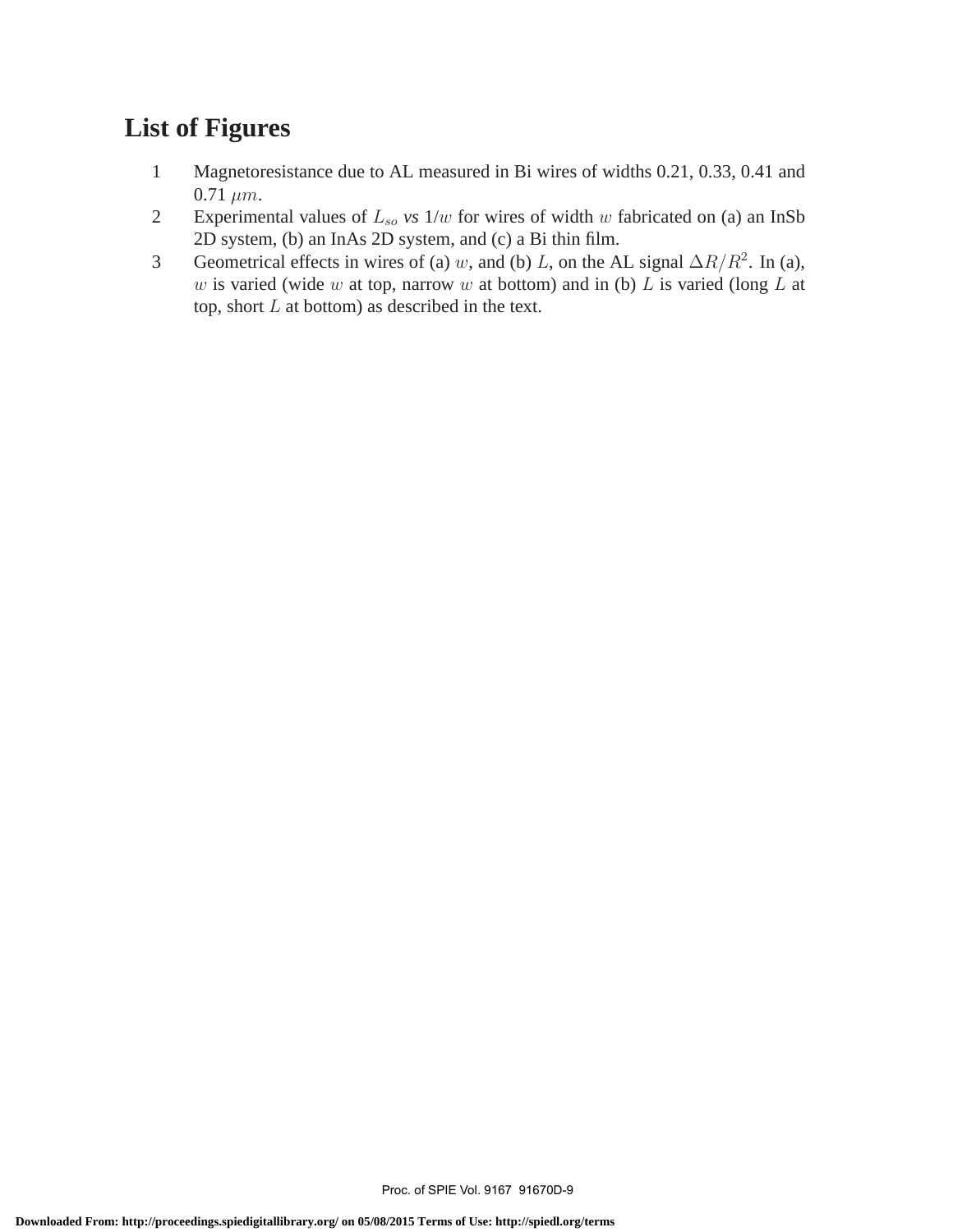## List of Figures

1. Magnetoresistance due to AL measured in Bi wires of widths 0.21, 0.33, 0.41 and 0.71 $\mu m$.
2. Experimental values of $L_{so}$ *vs* 1/$w$ for wires of width $w$ fabricated on (a) an InSb 2D system, (b) an InAs 2D system, and (c) a Bi thin film.
3. Geometrical effects in wires of (a) $w$, and (b) $L$, on the AL signal $\Delta R/R^2$. In (a), $w$ is varied (wide $w$ at top, narrow $w$ at bottom) and in (b) $L$ is varied (long $L$ at top, short $L$ at bottom) as described in the text.